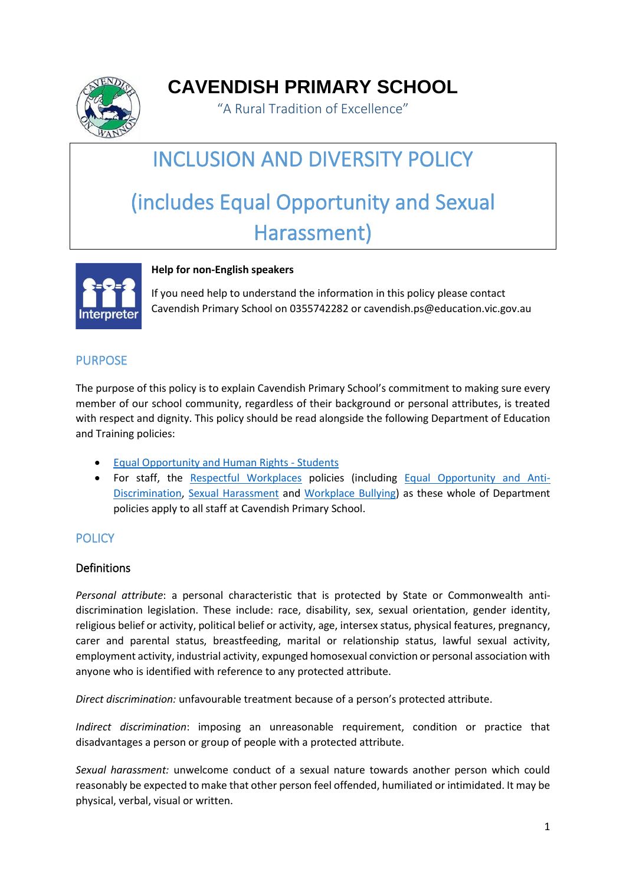# CAVENDISH PRIMARY SCHOOL

"A Rural Tradition of Excellence"

# INCLUSION AND DIVERSITY POLICY

# (includes Equal Opportunity and Sexual Harassment)

**Help for non-English speakers**

If you need help to understand the information in this policy please contact Cavendish Primary School on 0355742282 or cavendish.ps@education.vic.gov.au

## PURPOSE

The purpose of this policy is to explain Cavendish Primary School's commitment to making sure every member of our school community, regardless of their background or personal attributes, is treated with respect and dignity. This policy should be read alongside the following Department of Education and Training policies:

- [Equal Opportunity and Human Rights - Students](#)
- For staff, the [Respectful Workplaces](#) policies (including [Equal Opportunity and Anti-Discrimination](#), [Sexual Harassment](#) and [Workplace Bullying](#)) as these whole of Department policies apply to all staff at Cavendish Primary School.

## POLICY

### Definitions

*Personal attribute*: a personal characteristic that is protected by State or Commonwealth anti-discrimination legislation. These include: race, disability, sex, sexual orientation, gender identity, religious belief or activity, political belief or activity, age, intersex status, physical features, pregnancy, carer and parental status, breastfeeding, marital or relationship status, lawful sexual activity, employment activity, industrial activity, expunged homosexual conviction or personal association with anyone who is identified with reference to any protected attribute.

*Direct discrimination:* unfavourable treatment because of a person's protected attribute.

*Indirect discrimination*: imposing an unreasonable requirement, condition or practice that disadvantages a person or group of people with a protected attribute.

*Sexual harassment:* unwelcome conduct of a sexual nature towards another person which could reasonably be expected to make that other person feel offended, humiliated or intimidated. It may be physical, verbal, visual or written.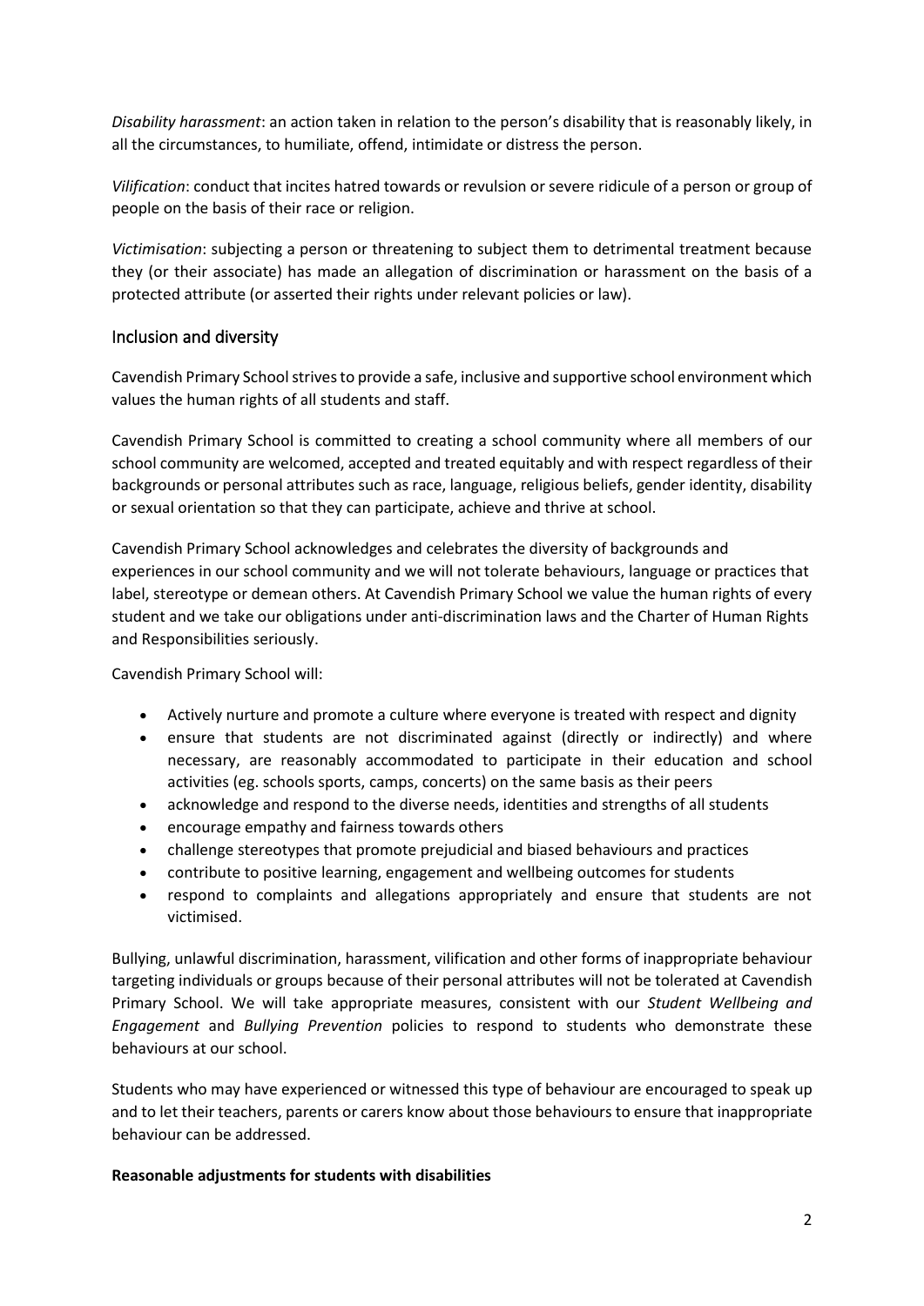*Disability harassment*: an action taken in relation to the person's disability that is reasonably likely, in all the circumstances, to humiliate, offend, intimidate or distress the person.

*Vilification*: conduct that incites hatred towards or revulsion or severe ridicule of a person or group of people on the basis of their race or religion.

*Victimisation*: subjecting a person or threatening to subject them to detrimental treatment because they (or their associate) has made an allegation of discrimination or harassment on the basis of a protected attribute (or asserted their rights under relevant policies or law).

## Inclusion and diversity

Cavendish Primary School strives to provide a safe, inclusive and supportive school environment which values the human rights of all students and staff.

Cavendish Primary School is committed to creating a school community where all members of our school community are welcomed, accepted and treated equitably and with respect regardless of their backgrounds or personal attributes such as race, language, religious beliefs, gender identity, disability or sexual orientation so that they can participate, achieve and thrive at school.

Cavendish Primary School acknowledges and celebrates the diversity of backgrounds and experiences in our school community and we will not tolerate behaviours, language or practices that label, stereotype or demean others. At Cavendish Primary School we value the human rights of every student and we take our obligations under anti-discrimination laws and the Charter of Human Rights and Responsibilities seriously.

Cavendish Primary School will:

- Actively nurture and promote a culture where everyone is treated with respect and dignity
- ensure that students are not discriminated against (directly or indirectly) and where necessary, are reasonably accommodated to participate in their education and school activities (eg. schools sports, camps, concerts) on the same basis as their peers
- acknowledge and respond to the diverse needs, identities and strengths of all students
- encourage empathy and fairness towards others
- challenge stereotypes that promote prejudicial and biased behaviours and practices
- contribute to positive learning, engagement and wellbeing outcomes for students
- respond to complaints and allegations appropriately and ensure that students are not victimised.

Bullying, unlawful discrimination, harassment, vilification and other forms of inappropriate behaviour targeting individuals or groups because of their personal attributes will not be tolerated at Cavendish Primary School. We will take appropriate measures, consistent with our *Student Wellbeing and Engagement* and *Bullying Prevention* policies to respond to students who demonstrate these behaviours at our school.

Students who may have experienced or witnessed this type of behaviour are encouraged to speak up and to let their teachers, parents or carers know about those behaviours to ensure that inappropriate behaviour can be addressed.

**Reasonable adjustments for students with disabilities**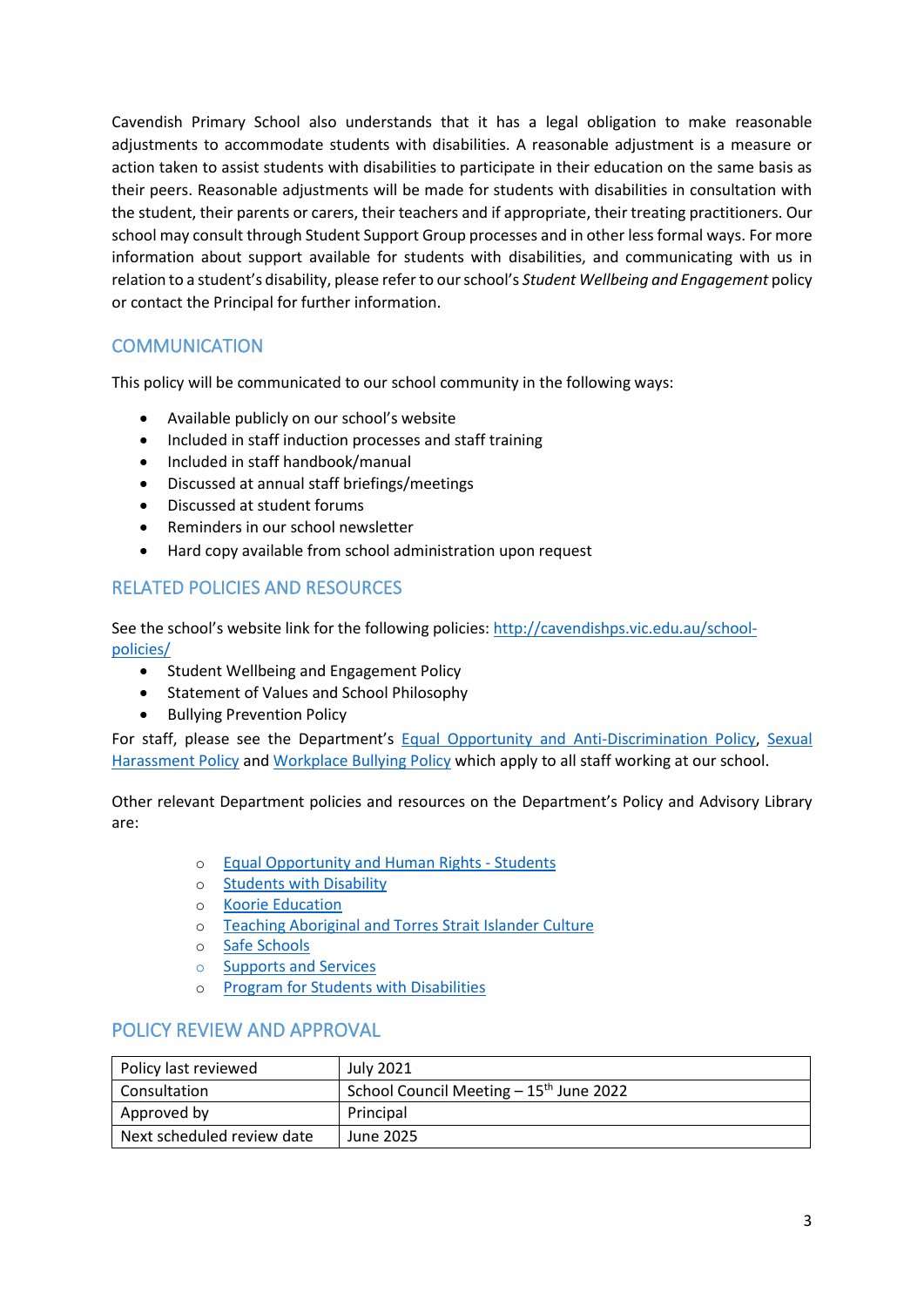Cavendish Primary School also understands that it has a legal obligation to make reasonable adjustments to accommodate students with disabilities. A reasonable adjustment is a measure or action taken to assist students with disabilities to participate in their education on the same basis as their peers. Reasonable adjustments will be made for students with disabilities in consultation with the student, their parents or carers, their teachers and if appropriate, their treating practitioners. Our school may consult through Student Support Group processes and in other less formal ways. For more information about support available for students with disabilities, and communicating with us in relation to a student's disability, please refer to our school's *Student Wellbeing and Engagement* policy or contact the Principal for further information.

## COMMUNICATION

This policy will be communicated to our school community in the following ways:

- Available publicly on our school's website
- Included in staff induction processes and staff training
- Included in staff handbook/manual
- Discussed at annual staff briefings/meetings
- Discussed at student forums
- Reminders in our school newsletter
- Hard copy available from school administration upon request

## RELATED POLICIES AND RESOURCES

See the school's website link for the following policies: [http://cavendishps.vic.edu.au/school-policies/](http://cavendishps.vic.edu.au/school-policies/)

- Student Wellbeing and Engagement Policy
- Statement of Values and School Philosophy
- Bullying Prevention Policy

For staff, please see the Department's Equal Opportunity and Anti-Discrimination Policy, Sexual Harassment Policy and Workplace Bullying Policy which apply to all staff working at our school.

Other relevant Department policies and resources on the Department's Policy and Advisory Library are:

- Equal Opportunity and Human Rights - Students
- Students with Disability
- Koorie Education
- Teaching Aboriginal and Torres Strait Islander Culture
- Safe Schools
- Supports and Services
- Program for Students with Disabilities

## POLICY REVIEW AND APPROVAL

| | |
|---|---|
| Policy last reviewed | July 2021 |
| Consultation | School Council Meeting – 15th June 2022 |
| Approved by | Principal |
| Next scheduled review date | June 2025 |